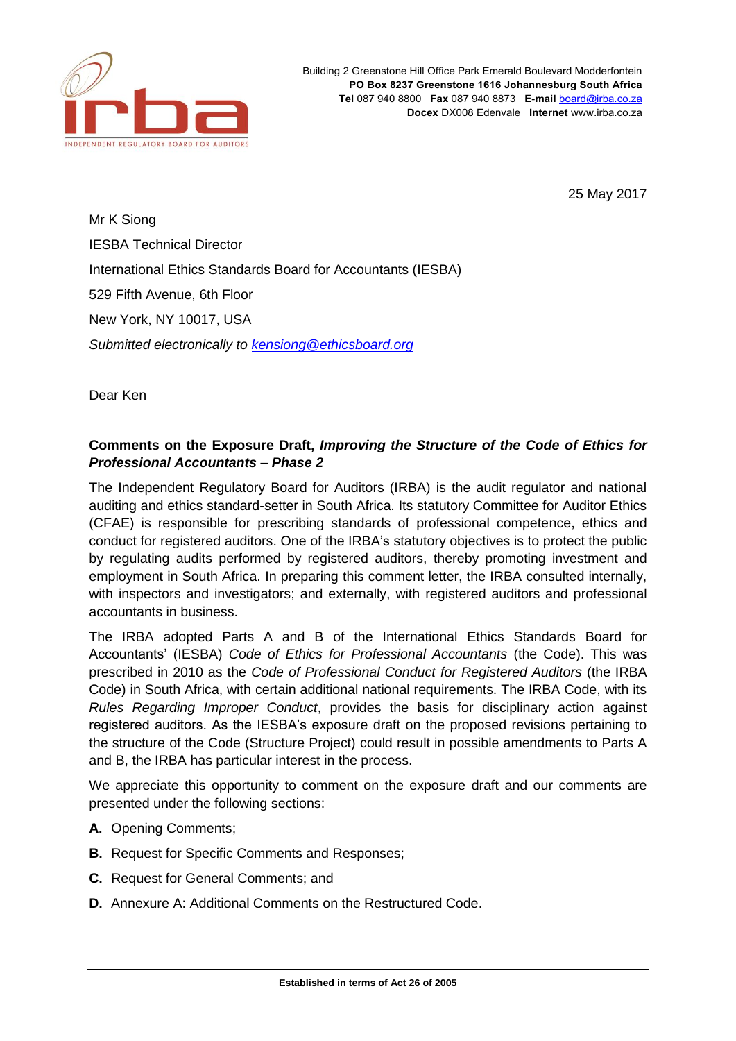Building 2 Greenstone Hill Office Park Emerald Boulevard Modderfontein
**PO Box 8237 Greenstone 1616 Johannesburg South Africa**
**Tel** 087 940 8800 **Fax** 087 940 8873 **E-mail** board@irba.co.za
**Docex** DX008 Edenvale **Internet** www.irba.co.za

25 May 2017

Mr K Siong

IESBA Technical Director

International Ethics Standards Board for Accountants (IESBA)

529 Fifth Avenue, 6th Floor

New York, NY 10017, USA

*Submitted electronically to kensiong@ethicsboard.org*

Dear Ken

**Comments on the Exposure Draft, *Improving the Structure of the Code of Ethics for Professional Accountants – Phase 2***

The Independent Regulatory Board for Auditors (IRBA) is the audit regulator and national auditing and ethics standard-setter in South Africa. Its statutory Committee for Auditor Ethics (CFAE) is responsible for prescribing standards of professional competence, ethics and conduct for registered auditors. One of the IRBA's statutory objectives is to protect the public by regulating audits performed by registered auditors, thereby promoting investment and employment in South Africa. In preparing this comment letter, the IRBA consulted internally, with inspectors and investigators; and externally, with registered auditors and professional accountants in business.

The IRBA adopted Parts A and B of the International Ethics Standards Board for Accountants' (IESBA) *Code of Ethics for Professional Accountants* (the Code). This was prescribed in 2010 as the *Code of Professional Conduct for Registered Auditors* (the IRBA Code) in South Africa, with certain additional national requirements. The IRBA Code, with its *Rules Regarding Improper Conduct*, provides the basis for disciplinary action against registered auditors. As the IESBA's exposure draft on the proposed revisions pertaining to the structure of the Code (Structure Project) could result in possible amendments to Parts A and B, the IRBA has particular interest in the process.

We appreciate this opportunity to comment on the exposure draft and our comments are presented under the following sections:

**A.** Opening Comments;

**B.** Request for Specific Comments and Responses;

**C.** Request for General Comments; and

**D.** Annexure A: Additional Comments on the Restructured Code.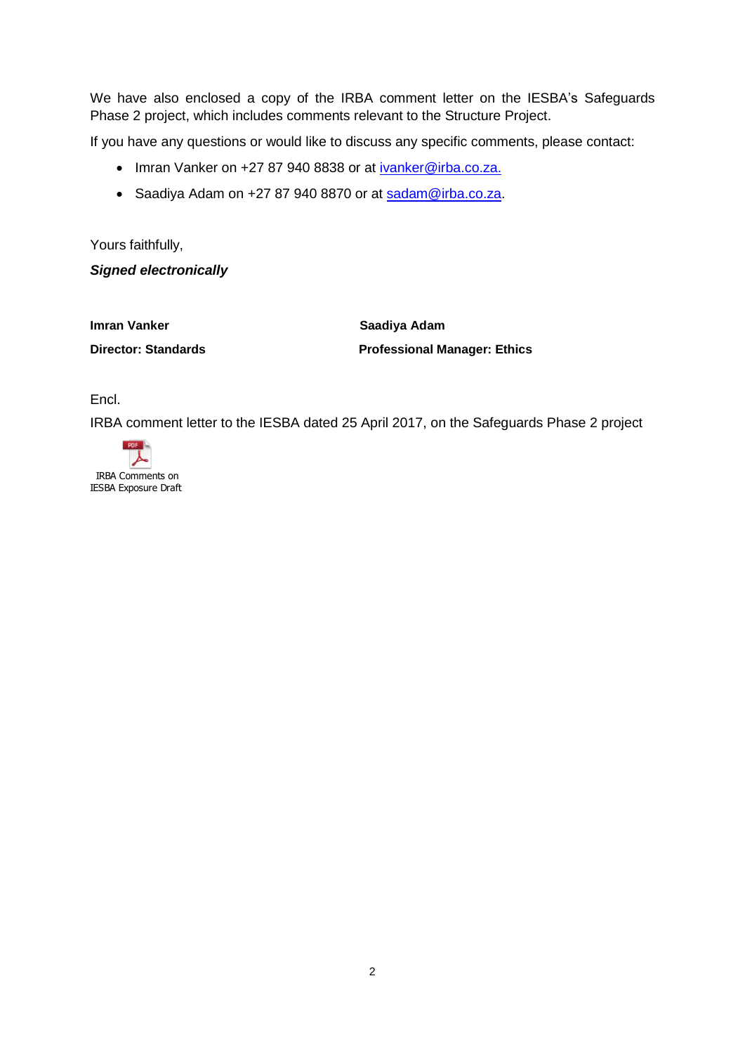We have also enclosed a copy of the IRBA comment letter on the IESBA's Safeguards Phase 2 project, which includes comments relevant to the Structure Project.

If you have any questions or would like to discuss any specific comments, please contact:

- Imran Vanker on +27 87 940 8838 or at ivanker@irba.co.za.
- Saadiya Adam on +27 87 940 8870 or at sadam@irba.co.za.

Yours faithfully,

***Signed electronically***

| **Imran Vanker** | **Saadiya Adam** |
| --- | --- |
| **Director: Standards** | **Professional Manager: Ethics** |

Encl.

IRBA comment letter to the IESBA dated 25 April 2017, on the Safeguards Phase 2 project

IRBA Comments on IESBA Exposure Draft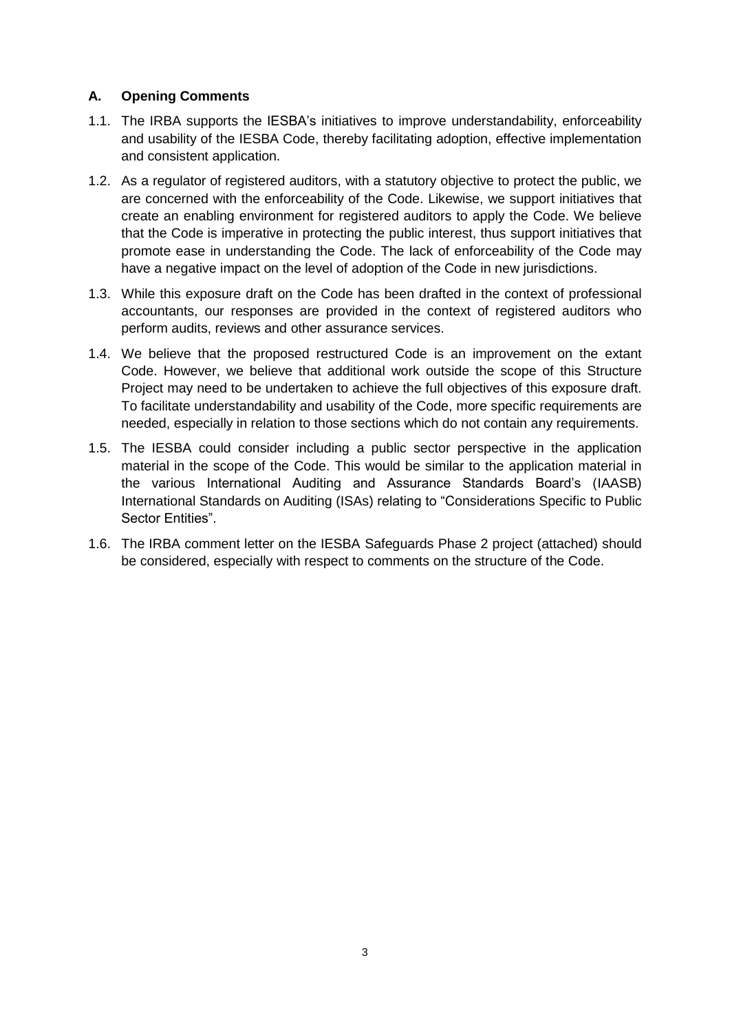## A. Opening Comments

1.1. The IRBA supports the IESBA's initiatives to improve understandability, enforceability and usability of the IESBA Code, thereby facilitating adoption, effective implementation and consistent application.

1.2. As a regulator of registered auditors, with a statutory objective to protect the public, we are concerned with the enforceability of the Code. Likewise, we support initiatives that create an enabling environment for registered auditors to apply the Code. We believe that the Code is imperative in protecting the public interest, thus support initiatives that promote ease in understanding the Code. The lack of enforceability of the Code may have a negative impact on the level of adoption of the Code in new jurisdictions.

1.3. While this exposure draft on the Code has been drafted in the context of professional accountants, our responses are provided in the context of registered auditors who perform audits, reviews and other assurance services.

1.4. We believe that the proposed restructured Code is an improvement on the extant Code. However, we believe that additional work outside the scope of this Structure Project may need to be undertaken to achieve the full objectives of this exposure draft. To facilitate understandability and usability of the Code, more specific requirements are needed, especially in relation to those sections which do not contain any requirements.

1.5. The IESBA could consider including a public sector perspective in the application material in the scope of the Code. This would be similar to the application material in the various International Auditing and Assurance Standards Board's (IAASB) International Standards on Auditing (ISAs) relating to "Considerations Specific to Public Sector Entities".

1.6. The IRBA comment letter on the IESBA Safeguards Phase 2 project (attached) should be considered, especially with respect to comments on the structure of the Code.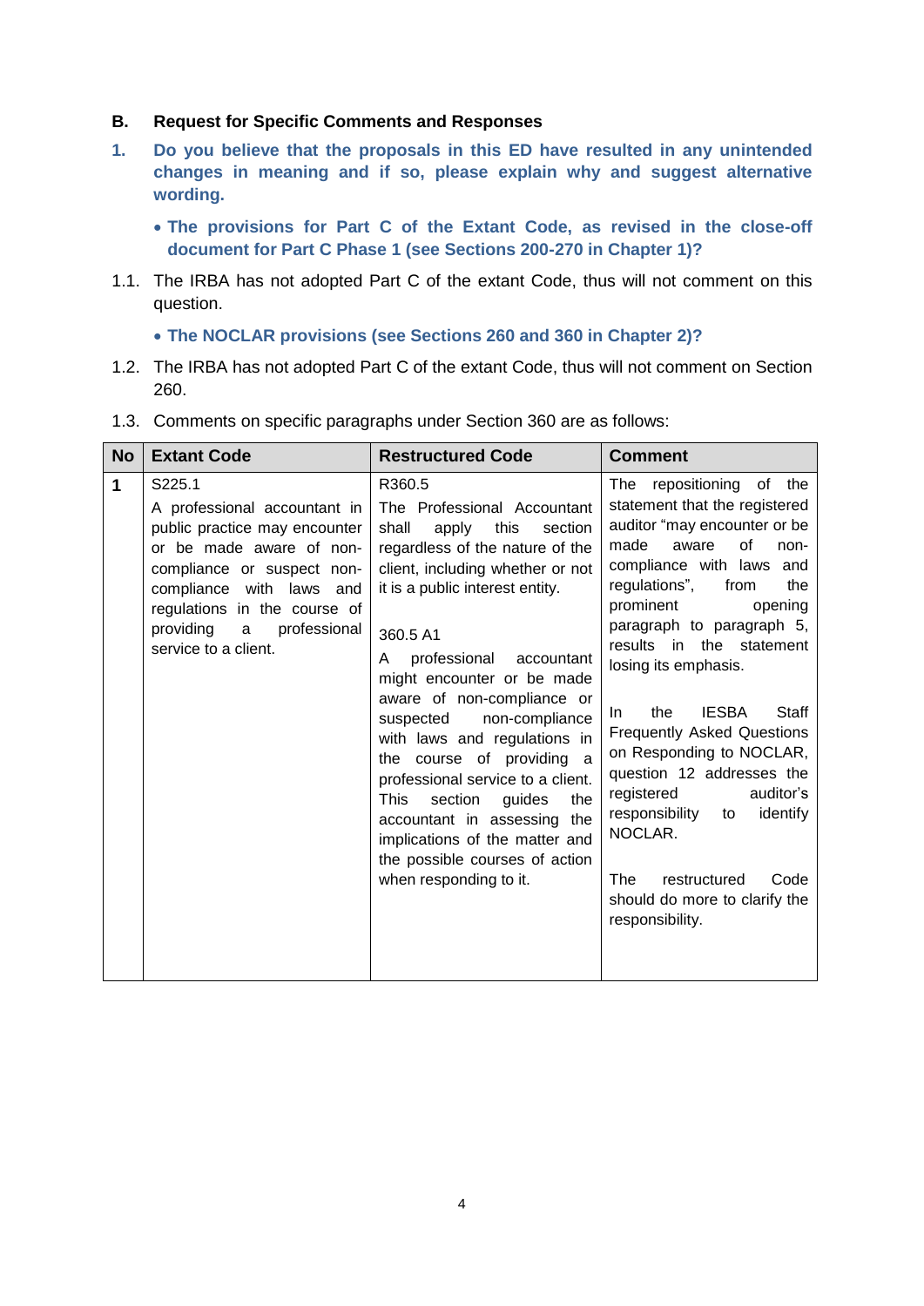## B. Request for Specific Comments and Responses

**1. Do you believe that the proposals in this ED have resulted in any unintended changes in meaning and if so, please explain why and suggest alternative wording.**

- **The provisions for Part C of the Extant Code, as revised in the close-off document for Part C Phase 1 (see Sections 200-270 in Chapter 1)?**

1.1. The IRBA has not adopted Part C of the extant Code, thus will not comment on this question.

- **The NOCLAR provisions (see Sections 260 and 360 in Chapter 2)?**

1.2. The IRBA has not adopted Part C of the extant Code, thus will not comment on Section 260.

1.3. Comments on specific paragraphs under Section 360 are as follows:

| No | Extant Code | Restructured Code | Comment |
|---|---|---|---|
| 1 | S225.1<br>A professional accountant in public practice may encounter or be made aware of non-compliance or suspect non-compliance with laws and regulations in the course of providing a professional service to a client. | R360.5<br>The Professional Accountant shall apply this section regardless of the nature of the client, including whether or not it is a public interest entity.<br><br>360.5 A1<br>A professional accountant might encounter or be made aware of non-compliance or suspected non-compliance with laws and regulations in the course of providing a professional service to a client. This section guides the accountant in assessing the implications of the matter and the possible courses of action when responding to it. | The repositioning of the statement that the registered auditor "may encounter or be made aware of non-compliance with laws and regulations", from the prominent opening paragraph to paragraph 5, results in the statement losing its emphasis.<br><br>In the IESBA Staff Frequently Asked Questions on Responding to NOCLAR, question 12 addresses the registered auditor's responsibility to identify NOCLAR.<br><br>The restructured Code should do more to clarify the responsibility. |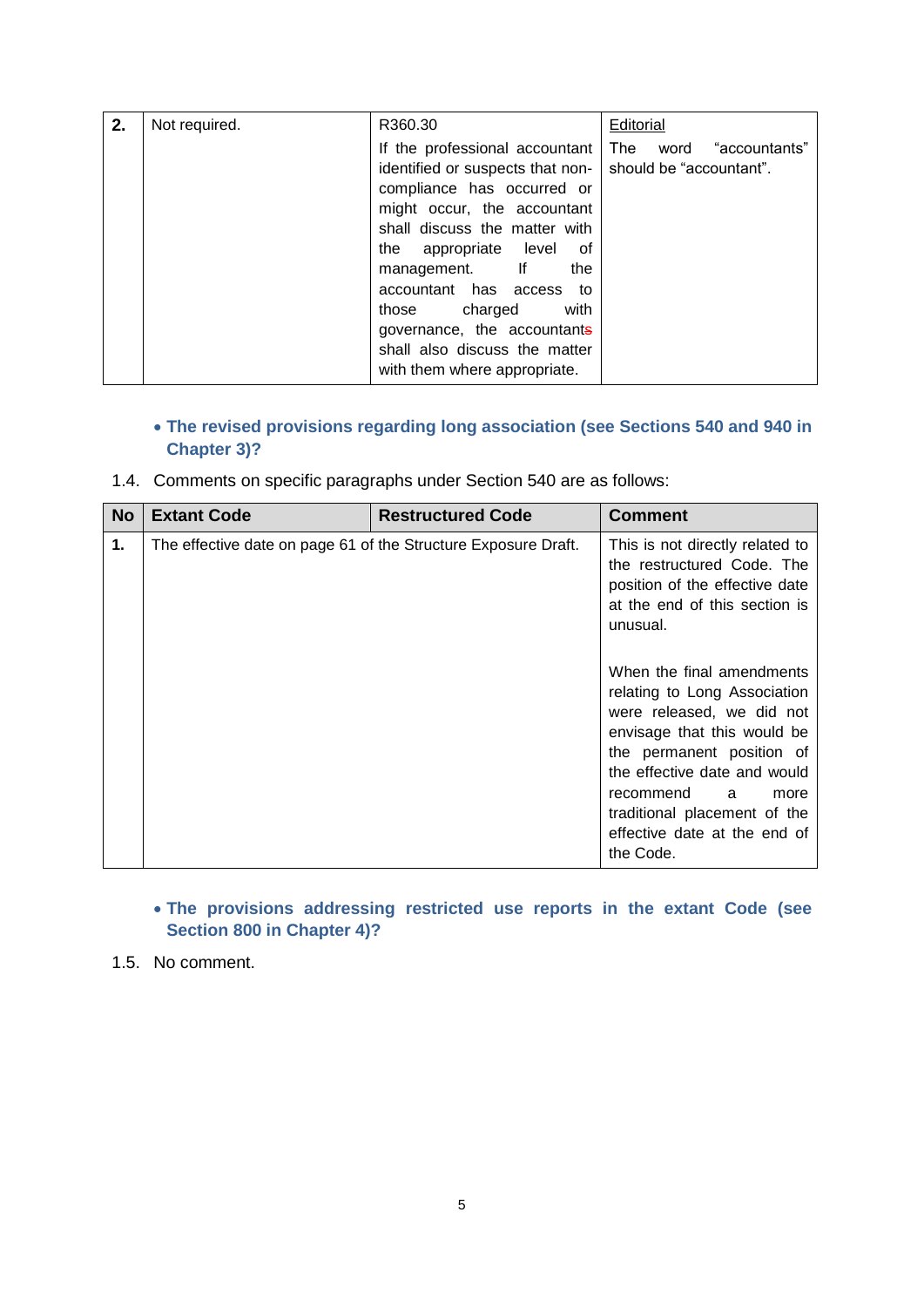| No | Extant Code | Restructured Code | Comment |
|---|---|---|---|
| **2.** | Not required. | R360.30<br><br>If the professional accountant identified or suspects that non-compliance has occurred or might occur, the accountant shall discuss the matter with the appropriate level of management. If the accountant has access to those charged with governance, the accountant~~s~~ shall also discuss the matter with them where appropriate. | Editorial<br><br>The word "accountants" should be "accountant". |

- **The revised provisions regarding long association (see Sections 540 and 940 in Chapter 3)?**

1.4. Comments on specific paragraphs under Section 540 are as follows:

| No | Extant Code | Restructured Code | Comment |
|---|---|---|---|
| **1.** | The effective date on page 61 of the Structure Exposure Draft. | | This is not directly related to the restructured Code. The position of the effective date at the end of this section is unusual.<br><br>When the final amendments relating to Long Association were released, we did not envisage that this would be the permanent position of the effective date and would recommend a more traditional placement of the effective date at the end of the Code. |

- **The provisions addressing restricted use reports in the extant Code (see Section 800 in Chapter 4)?**

1.5. No comment.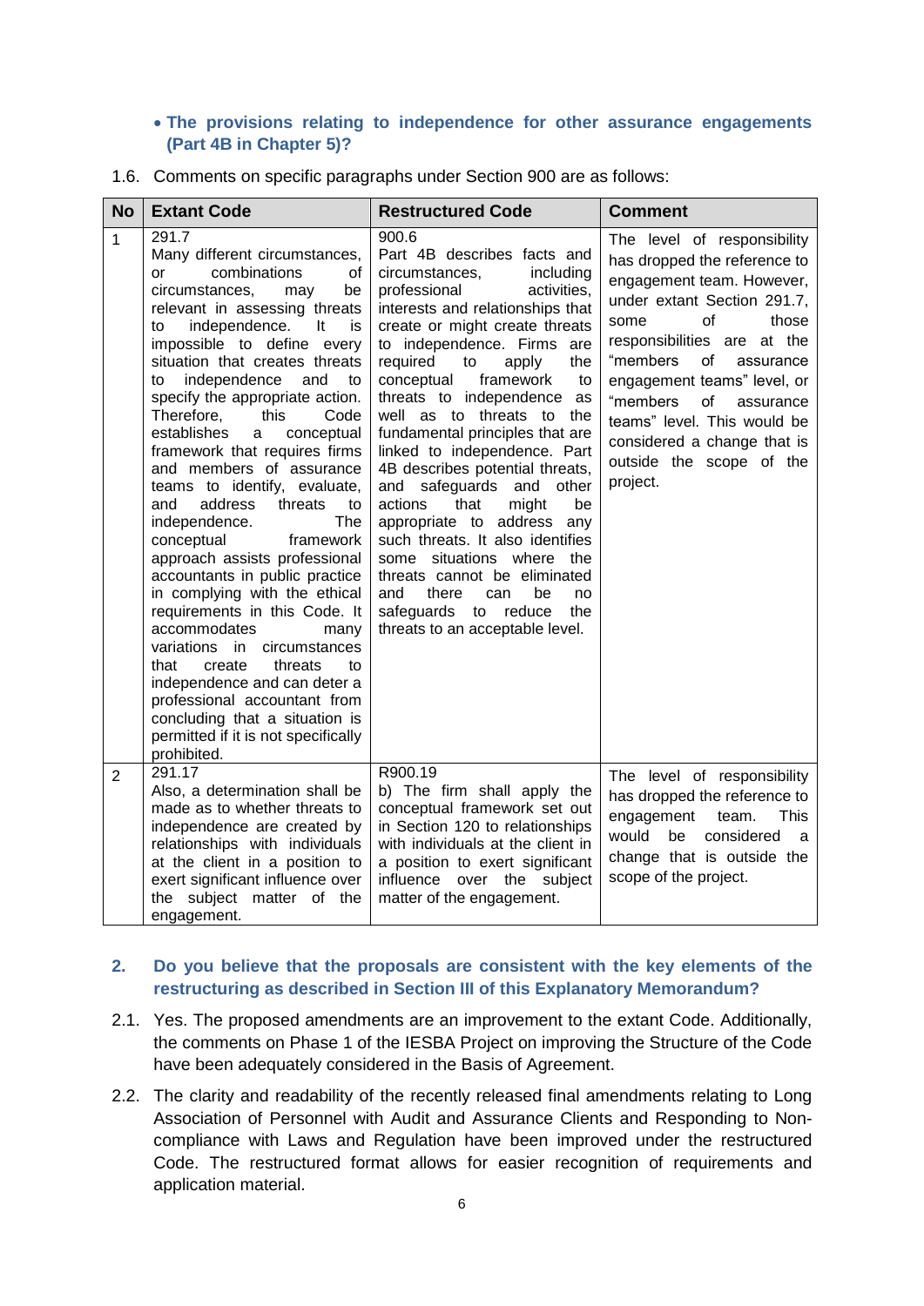- **The provisions relating to independence for other assurance engagements (Part 4B in Chapter 5)?**

1.6. Comments on specific paragraphs under Section 900 are as follows:

| No | Extant Code | Restructured Code | Comment |
|---|---|---|---|
| 1 | 291.7<br>Many different circumstances, or combinations of circumstances, may be relevant in assessing threats to independence. It is impossible to define every situation that creates threats to independence and to specify the appropriate action. Therefore, this Code establishes a conceptual framework that requires firms and members of assurance teams to identify, evaluate, and address threats to independence. The conceptual framework approach assists professional accountants in public practice in complying with the ethical requirements in this Code. It accommodates many variations in circumstances that create threats to independence and can deter a professional accountant from concluding that a situation is permitted if it is not specifically prohibited. | 900.6<br>Part 4B describes facts and circumstances, including professional activities, interests and relationships that create or might create threats to independence. Firms are required to apply the conceptual framework to threats to independence as well as to threats to the fundamental principles that are linked to independence. Part 4B describes potential threats, and safeguards and other actions that might be appropriate to address any such threats. It also identifies some situations where the threats cannot be eliminated and there can be no safeguards to reduce the threats to an acceptable level. | The level of responsibility has dropped the reference to engagement team. However, under extant Section 291.7, some of those responsibilities are at the "members of assurance engagement teams" level, or "members of assurance teams" level. This would be considered a change that is outside the scope of the project. |
| 2 | 291.17<br>Also, a determination shall be made as to whether threats to independence are created by relationships with individuals at the client in a position to exert significant influence over the subject matter of the engagement. | R900.19<br>b) The firm shall apply the conceptual framework set out in Section 120 to relationships with individuals at the client in a position to exert significant influence over the subject matter of the engagement. | The level of responsibility has dropped the reference to engagement team. This would be considered a change that is outside the scope of the project. |

## 2. Do you believe that the proposals are consistent with the key elements of the restructuring as described in Section III of this Explanatory Memorandum?

2.1. Yes. The proposed amendments are an improvement to the extant Code. Additionally, the comments on Phase 1 of the IESBA Project on improving the Structure of the Code have been adequately considered in the Basis of Agreement.

2.2. The clarity and readability of the recently released final amendments relating to Long Association of Personnel with Audit and Assurance Clients and Responding to Non-compliance with Laws and Regulation have been improved under the restructured Code. The restructured format allows for easier recognition of requirements and application material.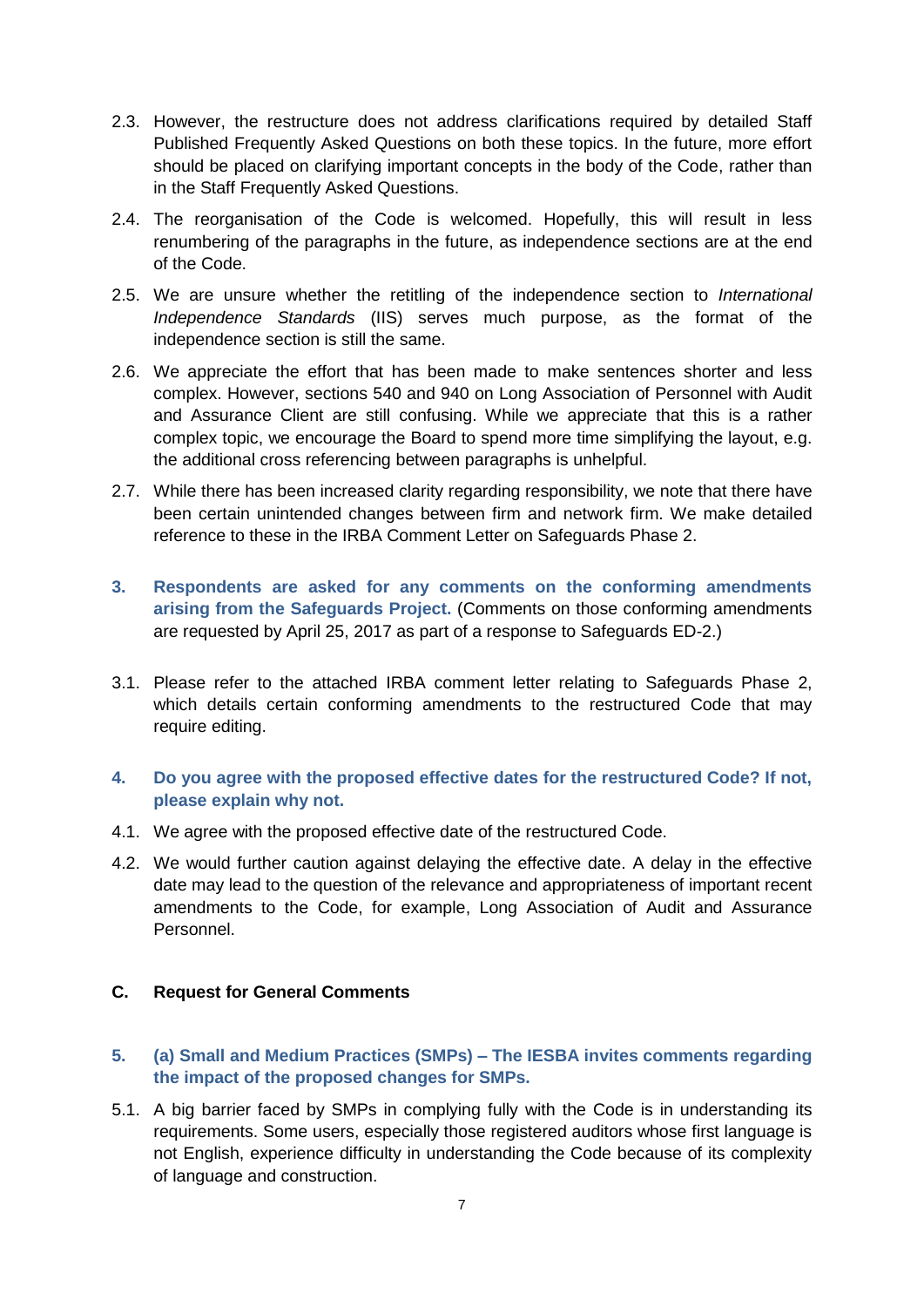2.3. However, the restructure does not address clarifications required by detailed Staff Published Frequently Asked Questions on both these topics. In the future, more effort should be placed on clarifying important concepts in the body of the Code, rather than in the Staff Frequently Asked Questions.

2.4. The reorganisation of the Code is welcomed. Hopefully, this will result in less renumbering of the paragraphs in the future, as independence sections are at the end of the Code.

2.5. We are unsure whether the retitling of the independence section to *International Independence Standards* (IIS) serves much purpose, as the format of the independence section is still the same.

2.6. We appreciate the effort that has been made to make sentences shorter and less complex. However, sections 540 and 940 on Long Association of Personnel with Audit and Assurance Client are still confusing. While we appreciate that this is a rather complex topic, we encourage the Board to spend more time simplifying the layout, e.g. the additional cross referencing between paragraphs is unhelpful.

2.7. While there has been increased clarity regarding responsibility, we note that there have been certain unintended changes between firm and network firm. We make detailed reference to these in the IRBA Comment Letter on Safeguards Phase 2.

**3. Respondents are asked for any comments on the conforming amendments arising from the Safeguards Project.** (Comments on those conforming amendments are requested by April 25, 2017 as part of a response to Safeguards ED-2.)

3.1. Please refer to the attached IRBA comment letter relating to Safeguards Phase 2, which details certain conforming amendments to the restructured Code that may require editing.

**4. Do you agree with the proposed effective dates for the restructured Code? If not, please explain why not.**

4.1. We agree with the proposed effective date of the restructured Code.

4.2. We would further caution against delaying the effective date. A delay in the effective date may lead to the question of the relevance and appropriateness of important recent amendments to the Code, for example, Long Association of Audit and Assurance Personnel.

## C. Request for General Comments

**5. (a) Small and Medium Practices (SMPs) – The IESBA invites comments regarding the impact of the proposed changes for SMPs.**

5.1. A big barrier faced by SMPs in complying fully with the Code is in understanding its requirements. Some users, especially those registered auditors whose first language is not English, experience difficulty in understanding the Code because of its complexity of language and construction.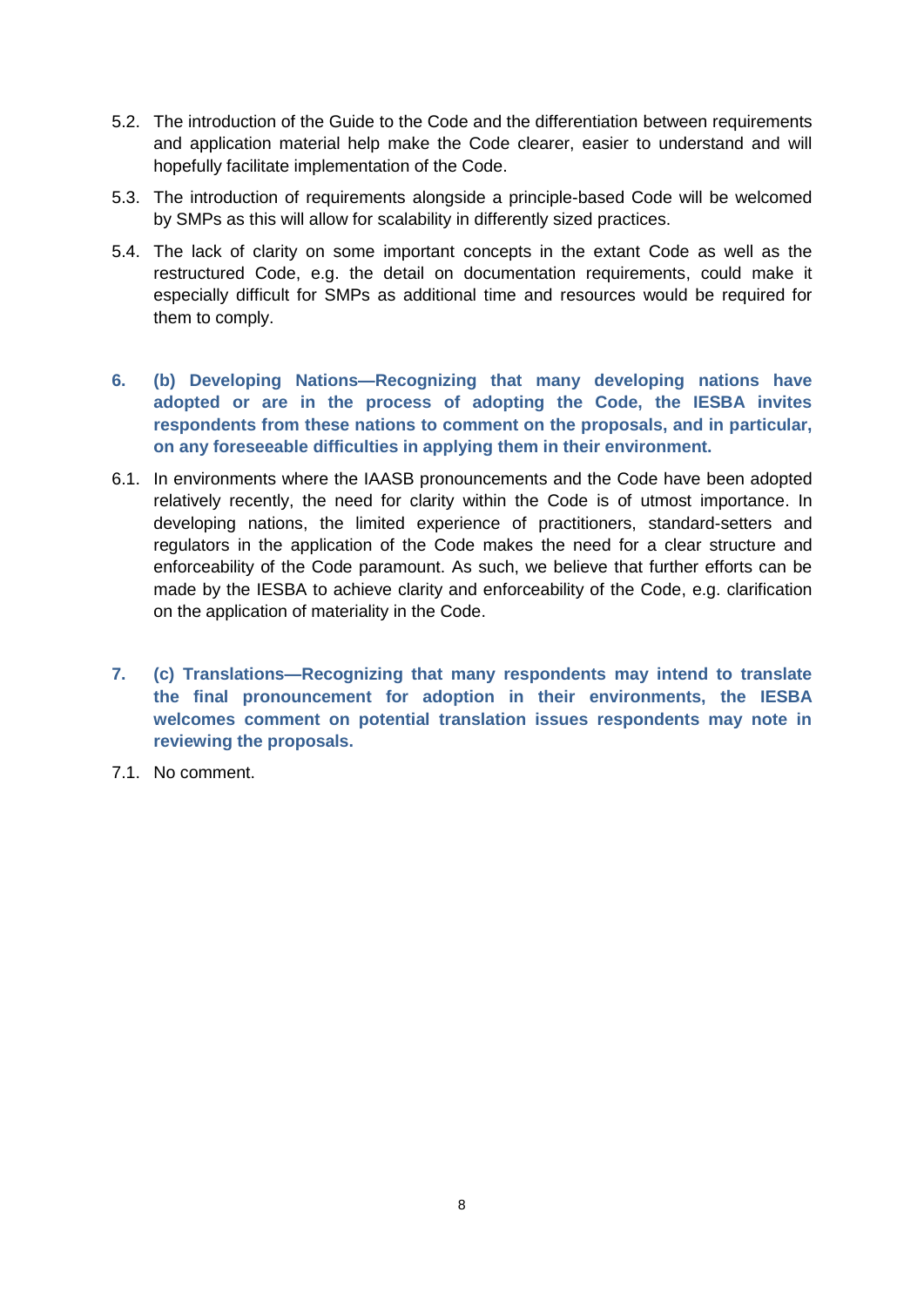5.2. The introduction of the Guide to the Code and the differentiation between requirements and application material help make the Code clearer, easier to understand and will hopefully facilitate implementation of the Code.

5.3. The introduction of requirements alongside a principle-based Code will be welcomed by SMPs as this will allow for scalability in differently sized practices.

5.4. The lack of clarity on some important concepts in the extant Code as well as the restructured Code, e.g. the detail on documentation requirements, could make it especially difficult for SMPs as additional time and resources would be required for them to comply.

**6. (b) Developing Nations—Recognizing that many developing nations have adopted or are in the process of adopting the Code, the IESBA invites respondents from these nations to comment on the proposals, and in particular, on any foreseeable difficulties in applying them in their environment.**

6.1. In environments where the IAASB pronouncements and the Code have been adopted relatively recently, the need for clarity within the Code is of utmost importance. In developing nations, the limited experience of practitioners, standard-setters and regulators in the application of the Code makes the need for a clear structure and enforceability of the Code paramount. As such, we believe that further efforts can be made by the IESBA to achieve clarity and enforceability of the Code, e.g. clarification on the application of materiality in the Code.

**7. (c) Translations—Recognizing that many respondents may intend to translate the final pronouncement for adoption in their environments, the IESBA welcomes comment on potential translation issues respondents may note in reviewing the proposals.**

7.1. No comment.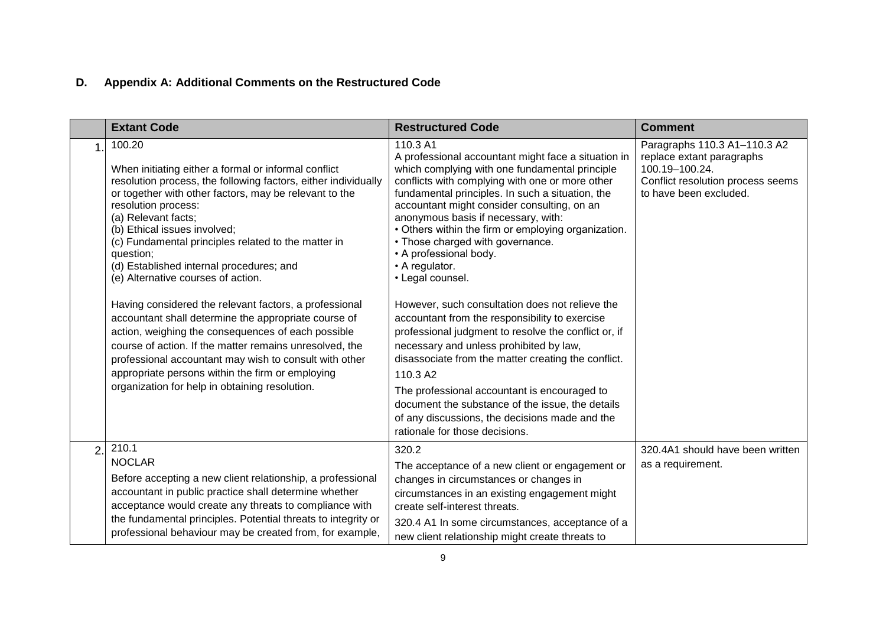### D. Appendix A: Additional Comments on the Restructured Code

| | Extant Code | Restructured Code | Comment |
|---|---|---|---|
| 1. | 100.20<br><br>When initiating either a formal or informal conflict resolution process, the following factors, either individually or together with other factors, may be relevant to the resolution process:<br>(a) Relevant facts;<br>(b) Ethical issues involved;<br>(c) Fundamental principles related to the matter in question;<br>(d) Established internal procedures; and<br>(e) Alternative courses of action.<br><br>Having considered the relevant factors, a professional accountant shall determine the appropriate course of action, weighing the consequences of each possible course of action. If the matter remains unresolved, the professional accountant may wish to consult with other appropriate persons within the firm or employing organization for help in obtaining resolution. | 110.3 A1<br>A professional accountant might face a situation in which complying with one fundamental principle conflicts with complying with one or more other fundamental principles. In such a situation, the accountant might consider consulting, on an anonymous basis if necessary, with:<br>• Others within the firm or employing organization.<br>• Those charged with governance.<br>• A professional body.<br>• A regulator.<br>• Legal counsel.<br><br>However, such consultation does not relieve the accountant from the responsibility to exercise professional judgment to resolve the conflict or, if necessary and unless prohibited by law, disassociate from the matter creating the conflict.<br>110.3 A2<br>The professional accountant is encouraged to document the substance of the issue, the details of any discussions, the decisions made and the rationale for those decisions. | Paragraphs 110.3 A1–110.3 A2 replace extant paragraphs 100.19–100.24.<br>Conflict resolution process seems to have been excluded. |
| 2. | 210.1<br>NOCLAR<br>Before accepting a new client relationship, a professional accountant in public practice shall determine whether acceptance would create any threats to compliance with the fundamental principles. Potential threats to integrity or professional behaviour may be created from, for example, | 320.2<br>The acceptance of a new client or engagement or changes in circumstances or changes in circumstances in an existing engagement might create self-interest threats.<br>320.4 A1 In some circumstances, acceptance of a new client relationship might create threats to | 320.4A1 should have been written as a requirement. |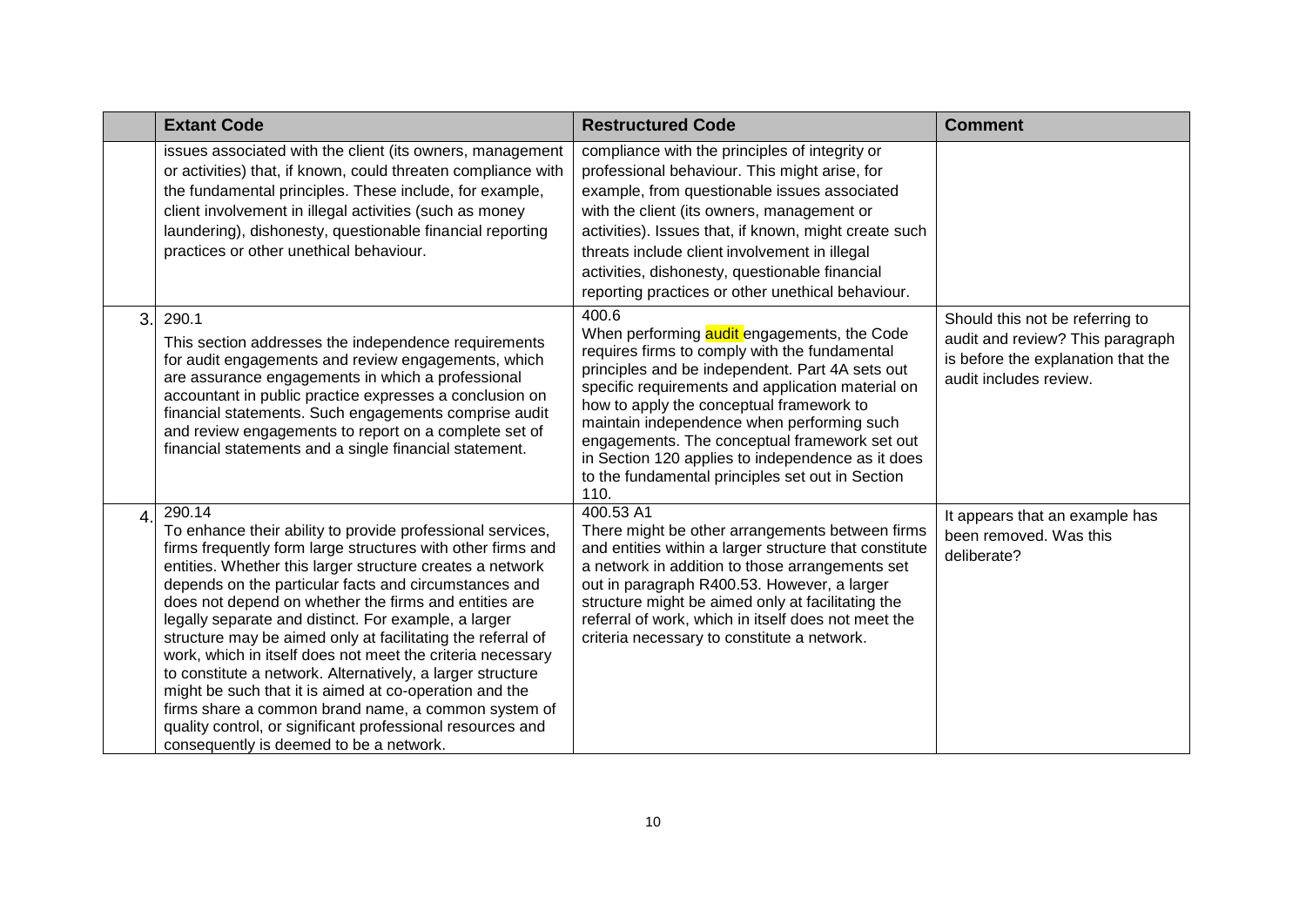| | Extant Code | Restructured Code | Comment |
|---|---|---|---|
| | issues associated with the client (its owners, management or activities) that, if known, could threaten compliance with the fundamental principles. These include, for example, client involvement in illegal activities (such as money laundering), dishonesty, questionable financial reporting practices or other unethical behaviour. | compliance with the principles of integrity or professional behaviour. This might arise, for example, from questionable issues associated with the client (its owners, management or activities). Issues that, if known, might create such threats include client involvement in illegal activities, dishonesty, questionable financial reporting practices or other unethical behaviour. | |
| 3. | 290.1<br>This section addresses the independence requirements for audit engagements and review engagements, which are assurance engagements in which a professional accountant in public practice expresses a conclusion on financial statements. Such engagements comprise audit and review engagements to report on a complete set of financial statements and a single financial statement. | 400.6<br>When performing audit engagements, the Code requires firms to comply with the fundamental principles and be independent. Part 4A sets out specific requirements and application material on how to apply the conceptual framework to maintain independence when performing such engagements. The conceptual framework set out in Section 120 applies to independence as it does to the fundamental principles set out in Section 110. | Should this not be referring to audit and review? This paragraph is before the explanation that the audit includes review. |
| 4. | 290.14<br>To enhance their ability to provide professional services, firms frequently form large structures with other firms and entities. Whether this larger structure creates a network depends on the particular facts and circumstances and does not depend on whether the firms and entities are legally separate and distinct. For example, a larger structure may be aimed only at facilitating the referral of work, which in itself does not meet the criteria necessary to constitute a network. Alternatively, a larger structure might be such that it is aimed at co-operation and the firms share a common brand name, a common system of quality control, or significant professional resources and consequently is deemed to be a network. | 400.53 A1<br>There might be other arrangements between firms and entities within a larger structure that constitute a network in addition to those arrangements set out in paragraph R400.53. However, a larger structure might be aimed only at facilitating the referral of work, which in itself does not meet the criteria necessary to constitute a network. | It appears that an example has been removed. Was this deliberate? |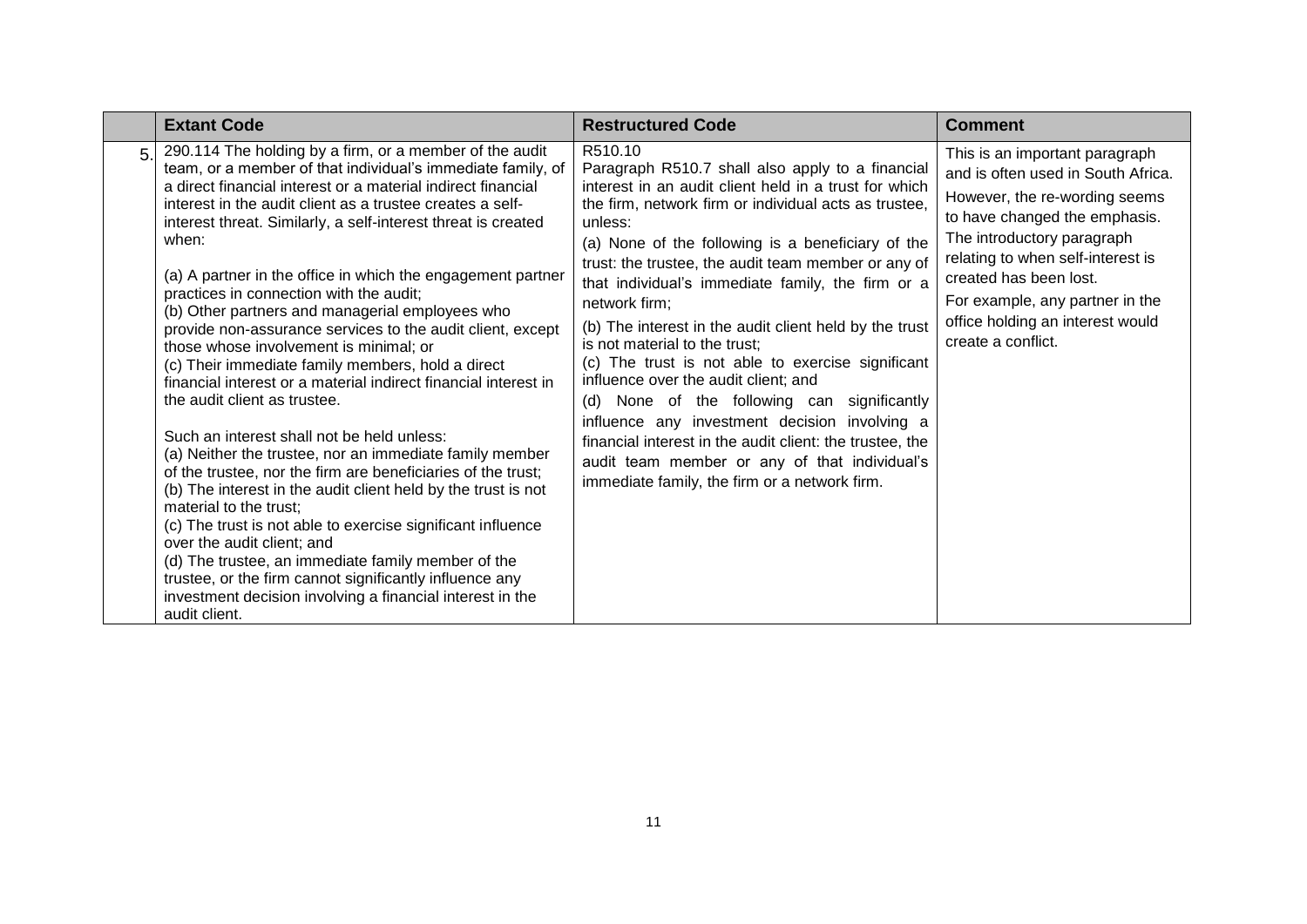| | Extant Code | Restructured Code | Comment |
|---|---|---|---|
| 5. | 290.114 The holding by a firm, or a member of the audit team, or a member of that individual's immediate family, of a direct financial interest or a material indirect financial interest in the audit client as a trustee creates a self-interest threat. Similarly, a self-interest threat is created when:<br><br>(a) A partner in the office in which the engagement partner practices in connection with the audit;<br>(b) Other partners and managerial employees who provide non-assurance services to the audit client, except those whose involvement is minimal; or<br>(c) Their immediate family members, hold a direct financial interest or a material indirect financial interest in the audit client as trustee.<br><br>Such an interest shall not be held unless:<br>(a) Neither the trustee, nor an immediate family member of the trustee, nor the firm are beneficiaries of the trust;<br>(b) The interest in the audit client held by the trust is not material to the trust;<br>(c) The trust is not able to exercise significant influence over the audit client; and<br>(d) The trustee, an immediate family member of the trustee, or the firm cannot significantly influence any investment decision involving a financial interest in the audit client. | R510.10<br>Paragraph R510.7 shall also apply to a financial interest in an audit client held in a trust for which the firm, network firm or individual acts as trustee, unless:<br>(a) None of the following is a beneficiary of the trust: the trustee, the audit team member or any of that individual's immediate family, the firm or a network firm;<br>(b) The interest in the audit client held by the trust is not material to the trust;<br>(c) The trust is not able to exercise significant influence over the audit client; and<br>(d) None of the following can significantly influence any investment decision involving a financial interest in the audit client: the trustee, the audit team member or any of that individual's immediate family, the firm or a network firm. | This is an important paragraph and is often used in South Africa.<br><br>However, the re-wording seems to have changed the emphasis. The introductory paragraph relating to when self-interest is created has been lost.<br><br>For example, any partner in the office holding an interest would create a conflict. |